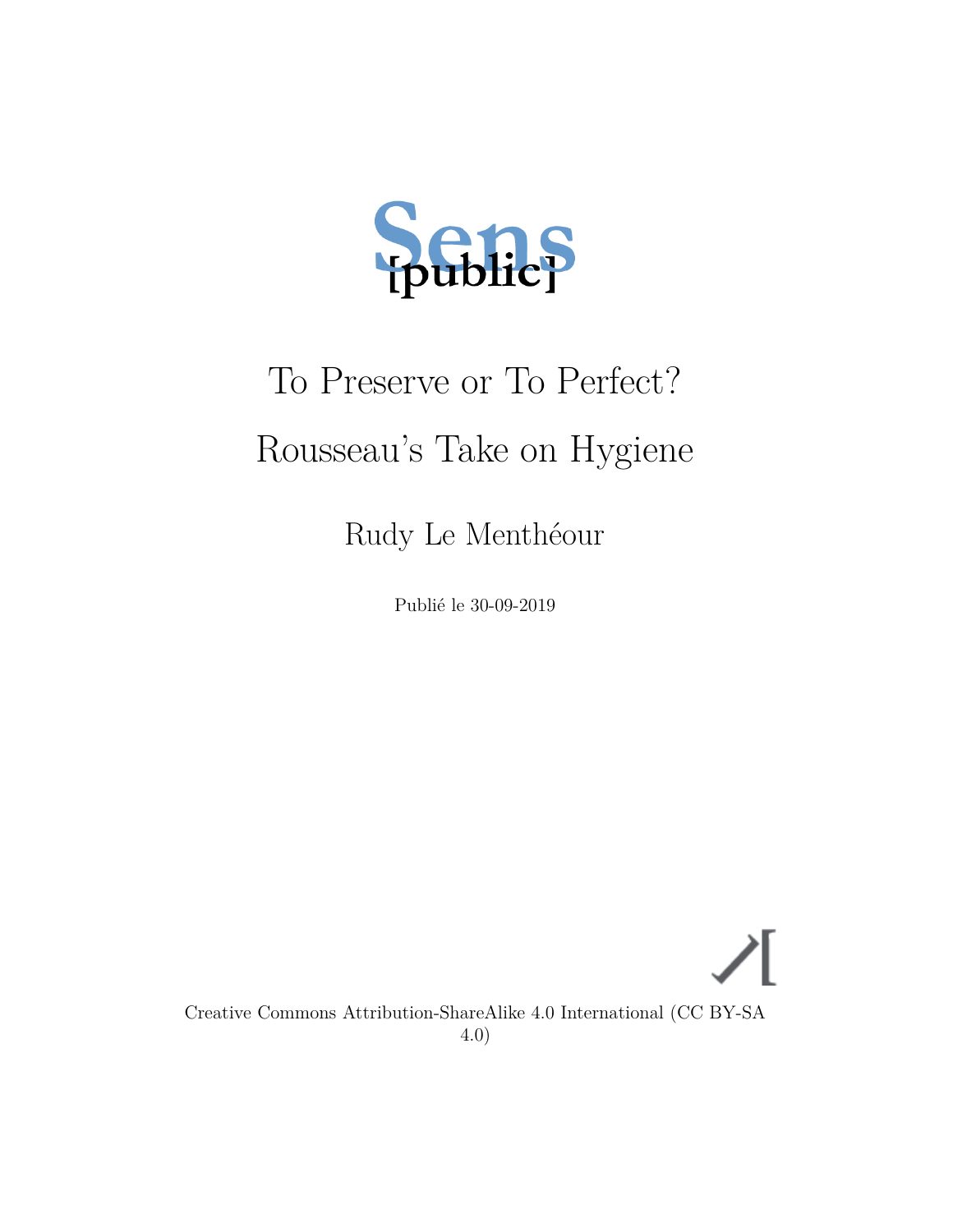Sens [public]

# To Preserve or To Perfect? Rousseau's Take on Hygiene

Rudy Le Menthéour

Publié le 30-09-2019

Creative Commons Attribution-ShareAlike 4.0 International (CC BY-SA 4.0)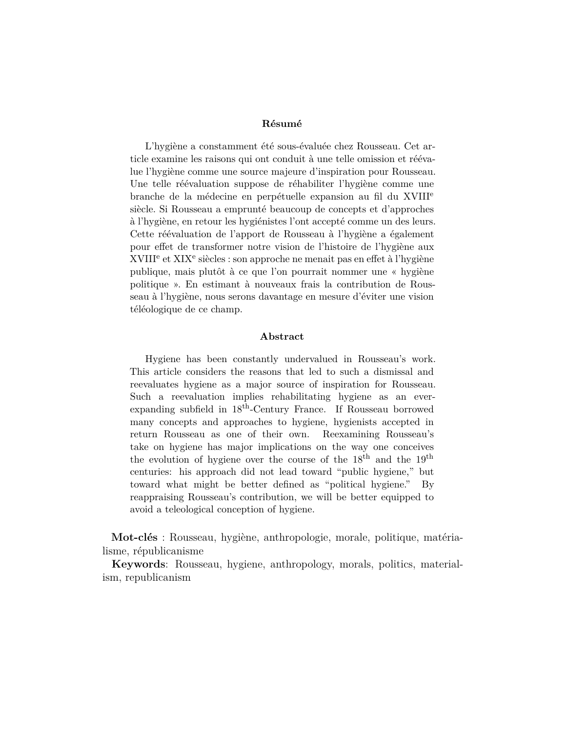## Résumé

L'hygiène a constamment été sous-évaluée chez Rousseau. Cet article examine les raisons qui ont conduit à une telle omission et réévalue l'hygiène comme une source majeure d'inspiration pour Rousseau. Une telle réévaluation suppose de réhabiliter l'hygiène comme une branche de la médecine en perpétuelle expansion au fil du XVIII$^{e}$ siècle. Si Rousseau a emprunté beaucoup de concepts et d'approches à l'hygiène, en retour les hygiénistes l'ont accepté comme un des leurs. Cette réévaluation de l'apport de Rousseau à l'hygiène a également pour effet de transformer notre vision de l'histoire de l'hygiène aux XVIII$^{e}$ et XIX$^{e}$ siècles : son approche ne menait pas en effet à l'hygiène publique, mais plutôt à ce que l'on pourrait nommer une « hygiène politique ». En estimant à nouveaux frais la contribution de Rousseau à l'hygiène, nous serons davantage en mesure d'éviter une vision téléologique de ce champ.

## Abstract

Hygiene has been constantly undervalued in Rousseau's work. This article considers the reasons that led to such a dismissal and reevaluates hygiene as a major source of inspiration for Rousseau. Such a reevaluation implies rehabilitating hygiene as an ever-expanding subfield in 18$^{th}$-Century France. If Rousseau borrowed many concepts and approaches to hygiene, hygienists accepted in return Rousseau as one of their own. Reexamining Rousseau's take on hygiene has major implications on the way one conceives the evolution of hygiene over the course of the 18$^{th}$ and the 19$^{th}$ centuries: his approach did not lead toward "public hygiene," but toward what might be better defined as "political hygiene." By reappraising Rousseau's contribution, we will be better equipped to avoid a teleological conception of hygiene.

**Mot-clés** : Rousseau, hygiène, anthropologie, morale, politique, matérialisme, républicanisme

**Keywords**: Rousseau, hygiene, anthropology, morals, politics, materialism, republicanism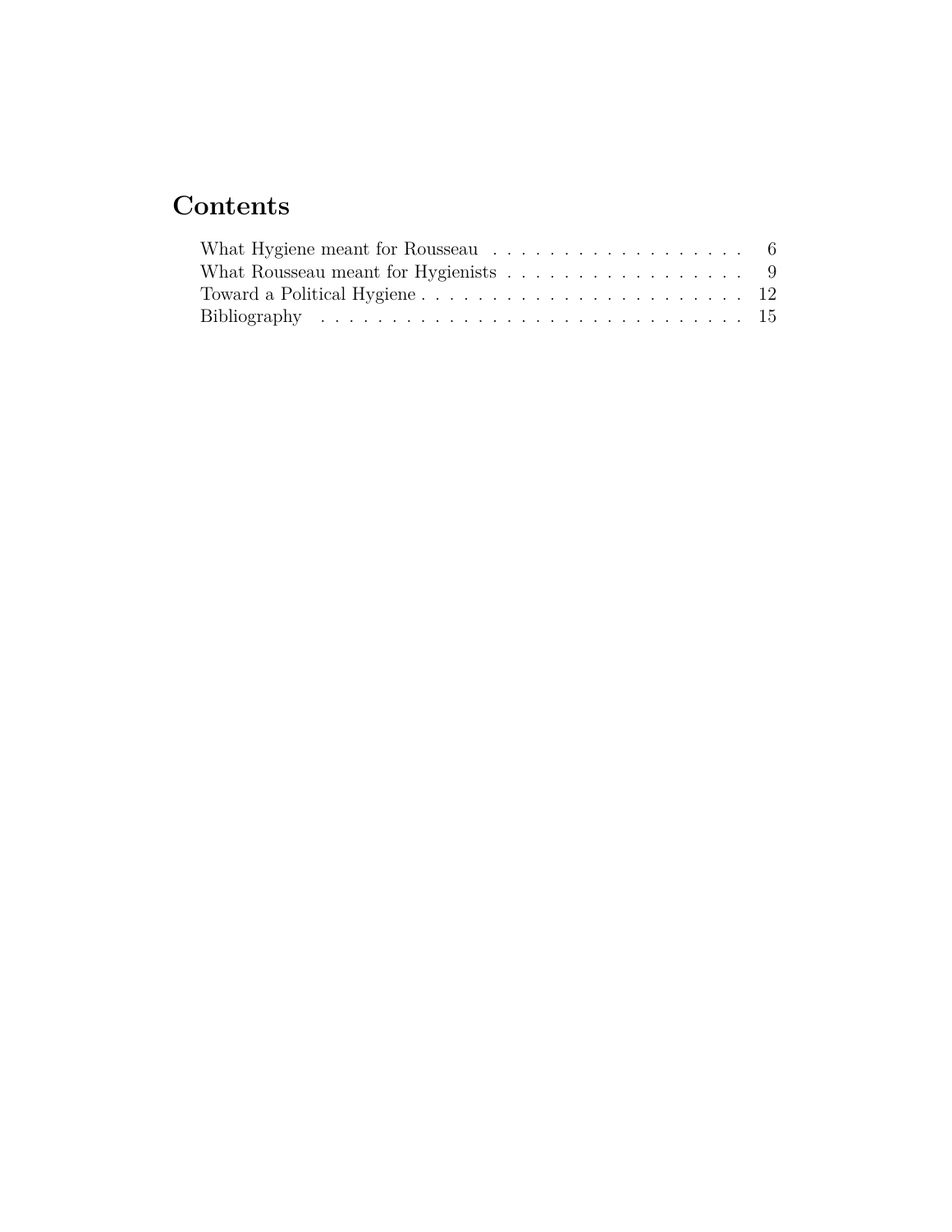# Contents

- What Hygiene meant for Rousseau . . . . . . . . . . . . . . . . . . . 6
- What Rousseau meant for Hygienists . . . . . . . . . . . . . . . . . . 9
- Toward a Political Hygiene . . . . . . . . . . . . . . . . . . . . . . . . 12
- Bibliography . . . . . . . . . . . . . . . . . . . . . . . . . . . . . . . . 15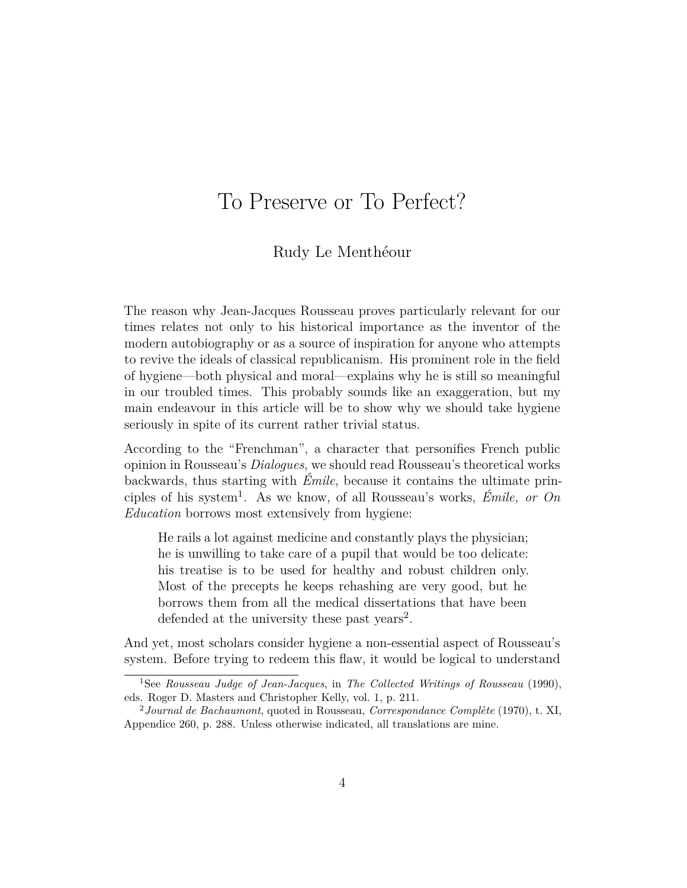// Title and article content

# To Preserve or To Perfect?

Rudy Le Menthéour

The reason why Jean-Jacques Rousseau proves particularly relevant for our times relates not only to his historical importance as the inventor of the modern autobiography or as a source of inspiration for anyone who attempts to revive the ideals of classical republicanism. His prominent role in the field of hygiene—both physical and moral—explains why he is still so meaningful in our troubled times. This probably sounds like an exaggeration, but my main endeavour in this article will be to show why we should take hygiene seriously in spite of its current rather trivial status.

According to the "Frenchman", a character that personifies French public opinion in Rousseau's *Dialogues*, we should read Rousseau's theoretical works backwards, thus starting with *Émile*, because it contains the ultimate principles of his system[1]. As we know, of all Rousseau's works, *Émile, or On Education* borrows most extensively from hygiene:

> He rails a lot against medicine and constantly plays the physician; he is unwilling to take care of a pupil that would be too delicate: his treatise is to be used for healthy and robust children only. Most of the precepts he keeps rehashing are very good, but he borrows them from all the medical dissertations that have been defended at the university these past years[2].

And yet, most scholars consider hygiene a non-essential aspect of Rousseau's system. Before trying to redeem this flaw, it would be logical to understand

[1] See *Rousseau Judge of Jean-Jacques*, in *The Collected Writings of Rousseau* (1990), eds. Roger D. Masters and Christopher Kelly, vol. 1, p. 211.

[2] *Journal de Bachaumont*, quoted in Rousseau, *Correspondance Complète* (1970), t. XI, Appendice 260, p. 288. Unless otherwise indicated, all translations are mine.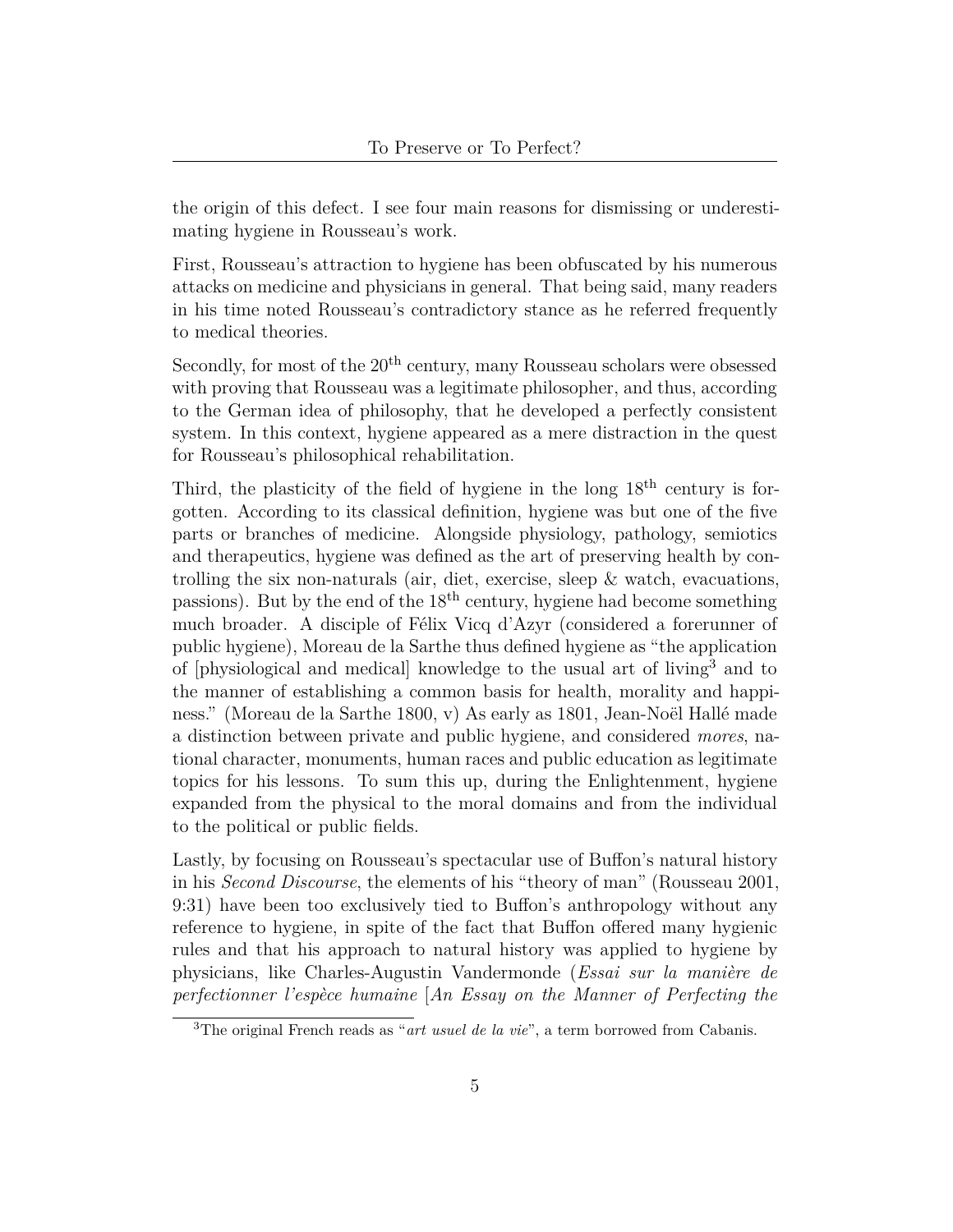the origin of this defect. I see four main reasons for dismissing or underestimating hygiene in Rousseau's work.

First, Rousseau's attraction to hygiene has been obfuscated by his numerous attacks on medicine and physicians in general. That being said, many readers in his time noted Rousseau's contradictory stance as he referred frequently to medical theories.

Secondly, for most of the 20th century, many Rousseau scholars were obsessed with proving that Rousseau was a legitimate philosopher, and thus, according to the German idea of philosophy, that he developed a perfectly consistent system. In this context, hygiene appeared as a mere distraction in the quest for Rousseau's philosophical rehabilitation.

Third, the plasticity of the field of hygiene in the long 18th century is forgotten. According to its classical definition, hygiene was but one of the five parts or branches of medicine. Alongside physiology, pathology, semiotics and therapeutics, hygiene was defined as the art of preserving health by controlling the six non-naturals (air, diet, exercise, sleep & watch, evacuations, passions). But by the end of the 18th century, hygiene had become something much broader. A disciple of Félix Vicq d'Azyr (considered a forerunner of public hygiene), Moreau de la Sarthe thus defined hygiene as "the application of [physiological and medical] knowledge to the usual art of living[3] and to the manner of establishing a common basis for health, morality and happiness." (Moreau de la Sarthe 1800, v) As early as 1801, Jean-Noël Hallé made a distinction between private and public hygiene, and considered *mores*, national character, monuments, human races and public education as legitimate topics for his lessons. To sum this up, during the Enlightenment, hygiene expanded from the physical to the moral domains and from the individual to the political or public fields.

Lastly, by focusing on Rousseau's spectacular use of Buffon's natural history in his *Second Discourse*, the elements of his "theory of man" (Rousseau 2001, 9:31) have been too exclusively tied to Buffon's anthropology without any reference to hygiene, in spite of the fact that Buffon offered many hygienic rules and that his approach to natural history was applied to hygiene by physicians, like Charles-Augustin Vandermonde (*Essai sur la manière de perfectionner l'espèce humaine* [*An Essay on the Manner of Perfecting the*

[3] The original French reads as "*art usuel de la vie*", a term borrowed from Cabanis.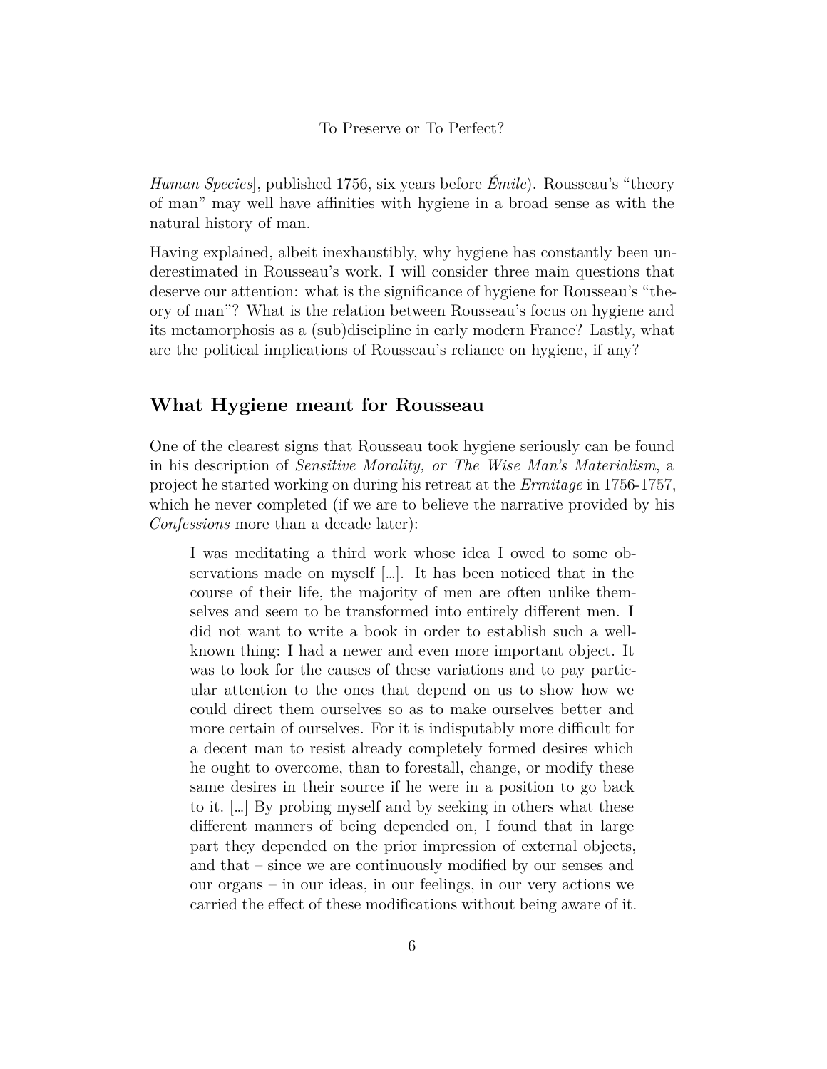*Human Species*], published 1756, six years before *Émile*). Rousseau's "theory of man" may well have affinities with hygiene in a broad sense as with the natural history of man.

Having explained, albeit inexhaustibly, why hygiene has constantly been underestimated in Rousseau's work, I will consider three main questions that deserve our attention: what is the significance of hygiene for Rousseau's "theory of man"? What is the relation between Rousseau's focus on hygiene and its metamorphosis as a (sub)discipline in early modern France? Lastly, what are the political implications of Rousseau's reliance on hygiene, if any?

## What Hygiene meant for Rousseau

One of the clearest signs that Rousseau took hygiene seriously can be found in his description of *Sensitive Morality, or The Wise Man's Materialism*, a project he started working on during his retreat at the *Ermitage* in 1756-1757, which he never completed (if we are to believe the narrative provided by his *Confessions* more than a decade later):

> I was meditating a third work whose idea I owed to some observations made on myself [...]. It has been noticed that in the course of their life, the majority of men are often unlike themselves and seem to be transformed into entirely different men. I did not want to write a book in order to establish such a well-known thing: I had a newer and even more important object. It was to look for the causes of these variations and to pay particular attention to the ones that depend on us to show how we could direct them ourselves so as to make ourselves better and more certain of ourselves. For it is indisputably more difficult for a decent man to resist already completely formed desires which he ought to overcome, than to forestall, change, or modify these same desires in their source if he were in a position to go back to it. [...] By probing myself and by seeking in others what these different manners of being depended on, I found that in large part they depended on the prior impression of external objects, and that – since we are continuously modified by our senses and our organs – in our ideas, in our feelings, in our very actions we carried the effect of these modifications without being aware of it.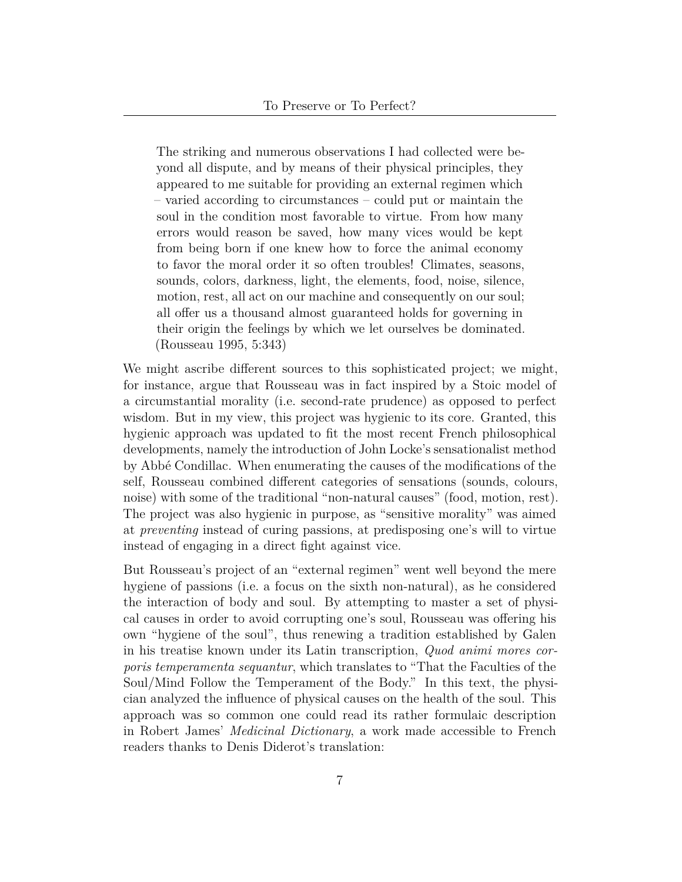> The striking and numerous observations I had collected were beyond all dispute, and by means of their physical principles, they appeared to me suitable for providing an external regimen which – varied according to circumstances – could put or maintain the soul in the condition most favorable to virtue. From how many errors would reason be saved, how many vices would be kept from being born if one knew how to force the animal economy to favor the moral order it so often troubles! Climates, seasons, sounds, colors, darkness, light, the elements, food, noise, silence, motion, rest, all act on our machine and consequently on our soul; all offer us a thousand almost guaranteed holds for governing in their origin the feelings by which we let ourselves be dominated. (Rousseau 1995, 5:343)

We might ascribe different sources to this sophisticated project; we might, for instance, argue that Rousseau was in fact inspired by a Stoic model of a circumstantial morality (i.e. second-rate prudence) as opposed to perfect wisdom. But in my view, this project was hygienic to its core. Granted, this hygienic approach was updated to fit the most recent French philosophical developments, namely the introduction of John Locke's sensationalist method by Abbé Condillac. When enumerating the causes of the modifications of the self, Rousseau combined different categories of sensations (sounds, colours, noise) with some of the traditional "non-natural causes" (food, motion, rest). The project was also hygienic in purpose, as "sensitive morality" was aimed at *preventing* instead of curing passions, at predisposing one's will to virtue instead of engaging in a direct fight against vice.

But Rousseau's project of an "external regimen" went well beyond the mere hygiene of passions (i.e. a focus on the sixth non-natural), as he considered the interaction of body and soul. By attempting to master a set of physical causes in order to avoid corrupting one's soul, Rousseau was offering his own "hygiene of the soul", thus renewing a tradition established by Galen in his treatise known under its Latin transcription, *Quod animi mores corporis temperamenta sequantur*, which translates to "That the Faculties of the Soul/Mind Follow the Temperament of the Body." In this text, the physician analyzed the influence of physical causes on the health of the soul. This approach was so common one could read its rather formulaic description in Robert James' *Medicinal Dictionary*, a work made accessible to French readers thanks to Denis Diderot's translation: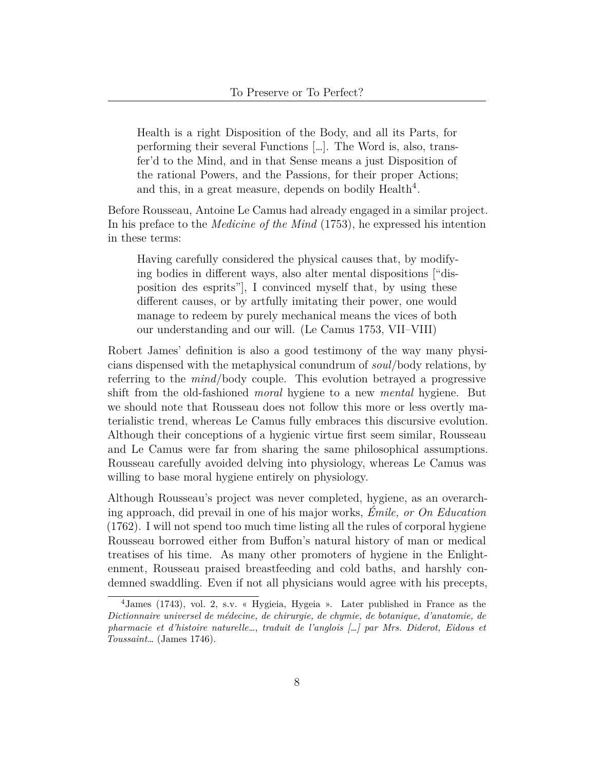> Health is a right Disposition of the Body, and all its Parts, for performing their several Functions […]. The Word is, also, transfer'd to the Mind, and in that Sense means a just Disposition of the rational Powers, and the Passions, for their proper Actions; and this, in a great measure, depends on bodily Health[4].

Before Rousseau, Antoine Le Camus had already engaged in a similar project. In his preface to the *Medicine of the Mind* (1753), he expressed his intention in these terms:

> Having carefully considered the physical causes that, by modifying bodies in different ways, also alter mental dispositions ["disposition des esprits"], I convinced myself that, by using these different causes, or by artfully imitating their power, one would manage to redeem by purely mechanical means the vices of both our understanding and our will. (Le Camus 1753, VII–VIII)

Robert James' definition is also a good testimony of the way many physicians dispensed with the metaphysical conundrum of *soul*/body relations, by referring to the *mind*/body couple. This evolution betrayed a progressive shift from the old-fashioned *moral* hygiene to a new *mental* hygiene. But we should note that Rousseau does not follow this more or less overtly materialistic trend, whereas Le Camus fully embraces this discursive evolution. Although their conceptions of a hygienic virtue first seem similar, Rousseau and Le Camus were far from sharing the same philosophical assumptions. Rousseau carefully avoided delving into physiology, whereas Le Camus was willing to base moral hygiene entirely on physiology.

Although Rousseau's project was never completed, hygiene, as an overarching approach, did prevail in one of his major works, *Émile, or On Education* (1762). I will not spend too much time listing all the rules of corporal hygiene Rousseau borrowed either from Buffon's natural history of man or medical treatises of his time. As many other promoters of hygiene in the Enlightenment, Rousseau praised breastfeeding and cold baths, and harshly condemned swaddling. Even if not all physicians would agree with his precepts,

[4] James (1743), vol. 2, s.v. « Hygieia, Hygeia ». Later published in France as the *Dictionnaire universel de médecine, de chirurgie, de chymie, de botanique, d'anatomie, de pharmacie et d'histoire naturelle…, traduit de l'anglois […] par Mrs. Diderot, Eidous et Toussaint…* (James 1746).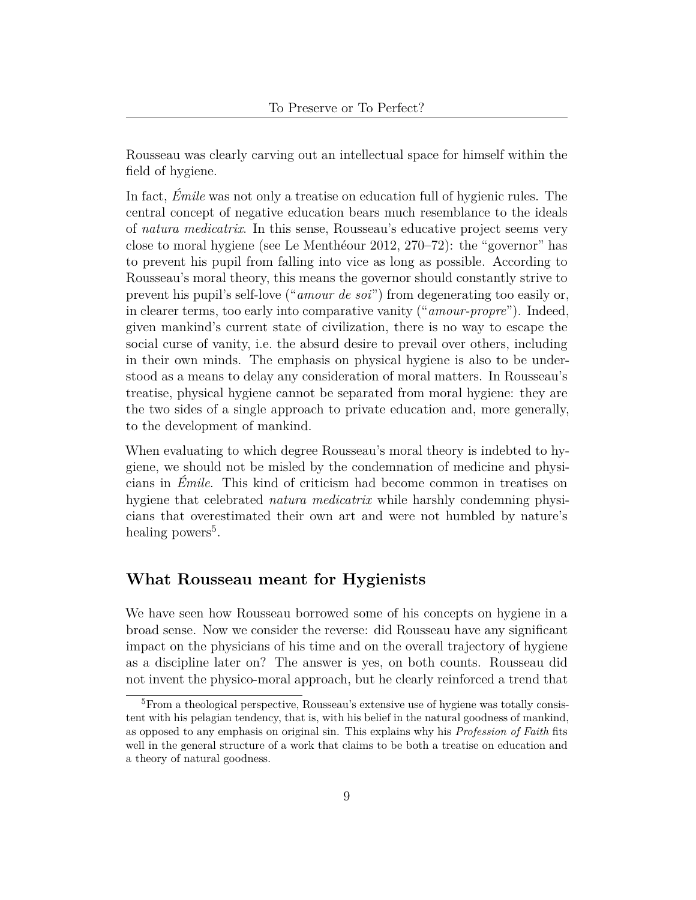Rousseau was clearly carving out an intellectual space for himself within the field of hygiene.

In fact, *Émile* was not only a treatise on education full of hygienic rules. The central concept of negative education bears much resemblance to the ideals of *natura medicatrix*. In this sense, Rousseau's educative project seems very close to moral hygiene (see Le Menthéour 2012, 270–72): the "governor" has to prevent his pupil from falling into vice as long as possible. According to Rousseau's moral theory, this means the governor should constantly strive to prevent his pupil's self-love ("*amour de soi*") from degenerating too easily or, in clearer terms, too early into comparative vanity ("*amour-propre*"). Indeed, given mankind's current state of civilization, there is no way to escape the social curse of vanity, i.e. the absurd desire to prevail over others, including in their own minds. The emphasis on physical hygiene is also to be understood as a means to delay any consideration of moral matters. In Rousseau's treatise, physical hygiene cannot be separated from moral hygiene: they are the two sides of a single approach to private education and, more generally, to the development of mankind.

When evaluating to which degree Rousseau's moral theory is indebted to hygiene, we should not be misled by the condemnation of medicine and physicians in *Émile*. This kind of criticism had become common in treatises on hygiene that celebrated *natura medicatrix* while harshly condemning physicians that overestimated their own art and were not humbled by nature's healing powers[5].

## What Rousseau meant for Hygienists

We have seen how Rousseau borrowed some of his concepts on hygiene in a broad sense. Now we consider the reverse: did Rousseau have any significant impact on the physicians of his time and on the overall trajectory of hygiene as a discipline later on? The answer is yes, on both counts. Rousseau did not invent the physico-moral approach, but he clearly reinforced a trend that

[5] From a theological perspective, Rousseau's extensive use of hygiene was totally consistent with his pelagian tendency, that is, with his belief in the natural goodness of mankind, as opposed to any emphasis on original sin. This explains why his *Profession of Faith* fits well in the general structure of a work that claims to be both a treatise on education and a theory of natural goodness.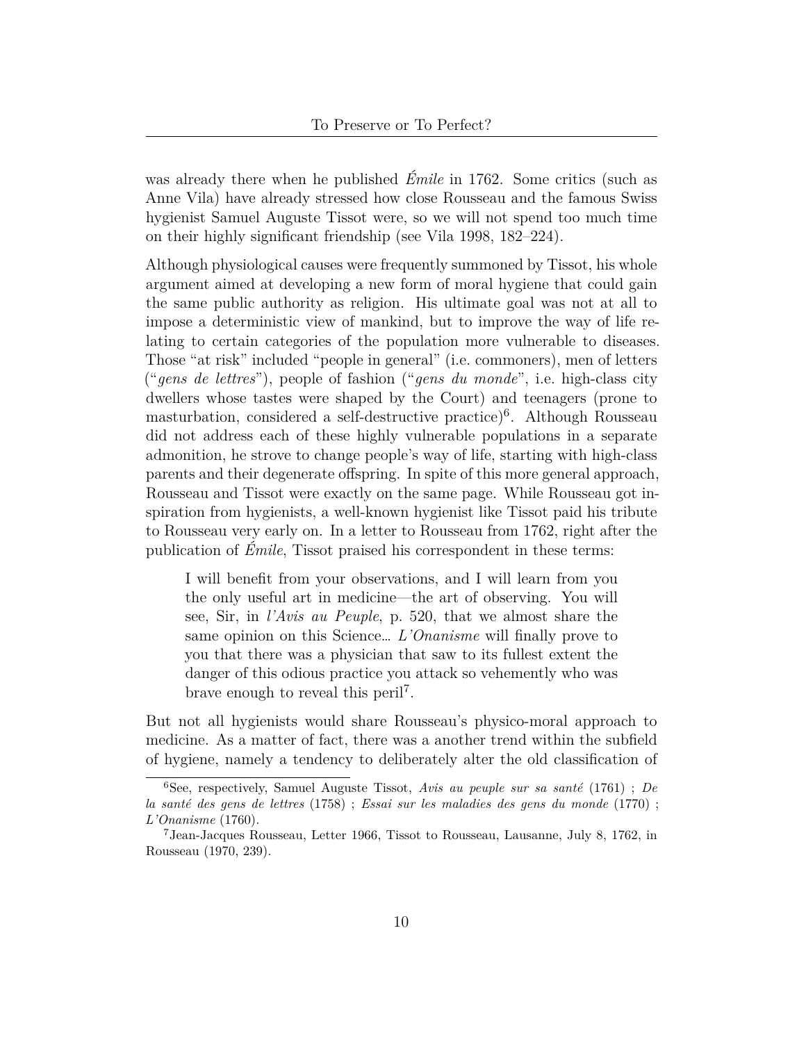was already there when he published *Émile* in 1762. Some critics (such as Anne Vila) have already stressed how close Rousseau and the famous Swiss hygienist Samuel Auguste Tissot were, so we will not spend too much time on their highly significant friendship (see Vila 1998, 182–224).

Although physiological causes were frequently summoned by Tissot, his whole argument aimed at developing a new form of moral hygiene that could gain the same public authority as religion. His ultimate goal was not at all to impose a deterministic view of mankind, but to improve the way of life relating to certain categories of the population more vulnerable to diseases. Those "at risk" included "people in general" (i.e. commoners), men of letters ("*gens de lettres*"), people of fashion ("*gens du monde*", i.e. high-class city dwellers whose tastes were shaped by the Court) and teenagers (prone to masturbation, considered a self-destructive practice)[6]. Although Rousseau did not address each of these highly vulnerable populations in a separate admonition, he strove to change people's way of life, starting with high-class parents and their degenerate offspring. In spite of this more general approach, Rousseau and Tissot were exactly on the same page. While Rousseau got inspiration from hygienists, a well-known hygienist like Tissot paid his tribute to Rousseau very early on. In a letter to Rousseau from 1762, right after the publication of *Émile*, Tissot praised his correspondent in these terms:

> I will benefit from your observations, and I will learn from you the only useful art in medicine—the art of observing. You will see, Sir, in *l'Avis au Peuple*, p. 520, that we almost share the same opinion on this Science… *L'Onanisme* will finally prove to you that there was a physician that saw to its fullest extent the danger of this odious practice you attack so vehemently who was brave enough to reveal this peril[7].

But not all hygienists would share Rousseau's physico-moral approach to medicine. As a matter of fact, there was a another trend within the subfield of hygiene, namely a tendency to deliberately alter the old classification of

---

[6] See, respectively, Samuel Auguste Tissot, *Avis au peuple sur sa santé* (1761) ; *De la santé des gens de lettres* (1758) ; *Essai sur les maladies des gens du monde* (1770) ; *L'Onanisme* (1760).

[7] Jean-Jacques Rousseau, Letter 1966, Tissot to Rousseau, Lausanne, July 8, 1762, in Rousseau (1970, 239).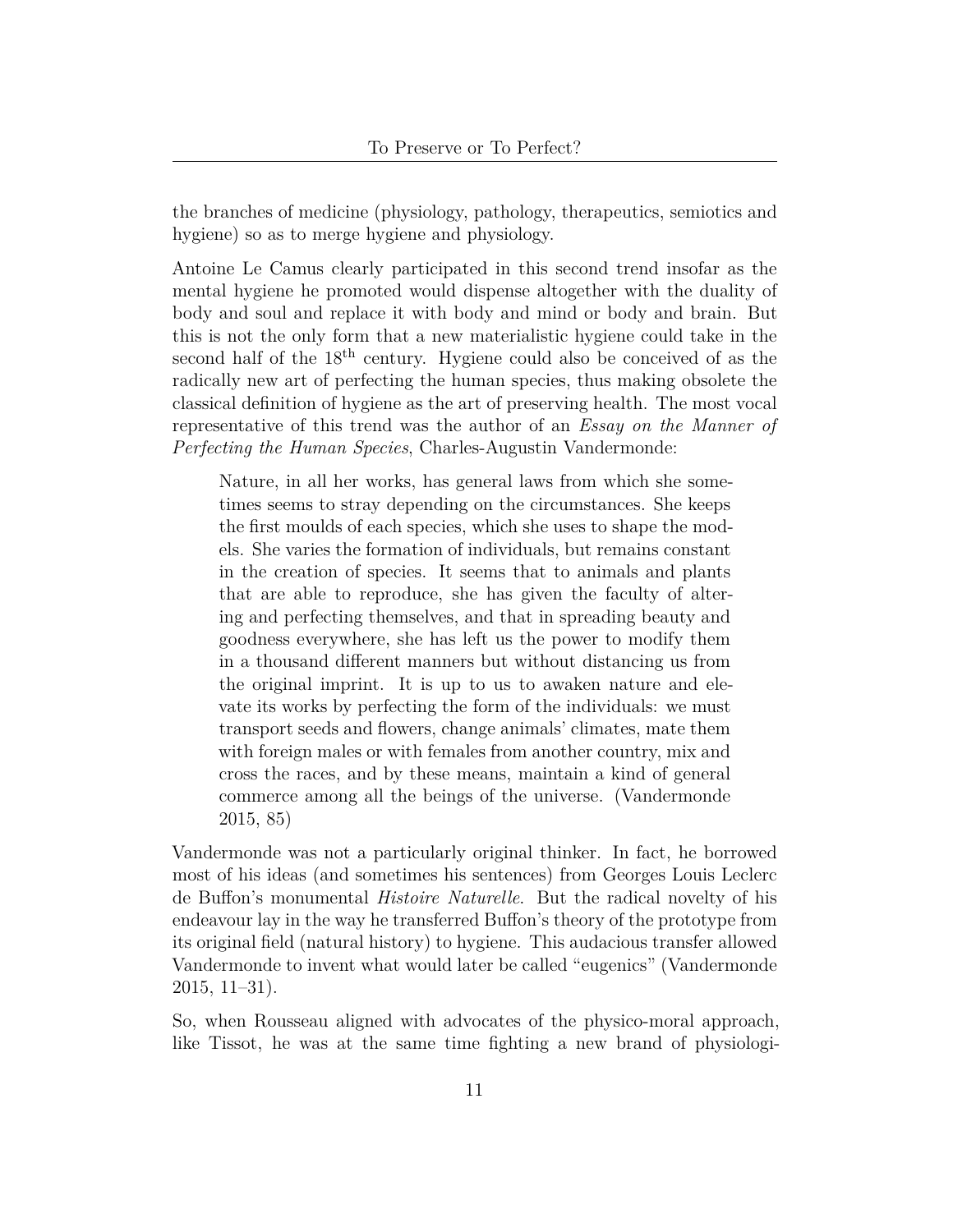the branches of medicine (physiology, pathology, therapeutics, semiotics and hygiene) so as to merge hygiene and physiology.

Antoine Le Camus clearly participated in this second trend insofar as the mental hygiene he promoted would dispense altogether with the duality of body and soul and replace it with body and mind or body and brain. But this is not the only form that a new materialistic hygiene could take in the second half of the 18th century. Hygiene could also be conceived of as the radically new art of perfecting the human species, thus making obsolete the classical definition of hygiene as the art of preserving health. The most vocal representative of this trend was the author of an *Essay on the Manner of Perfecting the Human Species*, Charles-Augustin Vandermonde:

> Nature, in all her works, has general laws from which she sometimes seems to stray depending on the circumstances. She keeps the first moulds of each species, which she uses to shape the models. She varies the formation of individuals, but remains constant in the creation of species. It seems that to animals and plants that are able to reproduce, she has given the faculty of altering and perfecting themselves, and that in spreading beauty and goodness everywhere, she has left us the power to modify them in a thousand different manners but without distancing us from the original imprint. It is up to us to awaken nature and elevate its works by perfecting the form of the individuals: we must transport seeds and flowers, change animals' climates, mate them with foreign males or with females from another country, mix and cross the races, and by these means, maintain a kind of general commerce among all the beings of the universe. (Vandermonde 2015, 85)

Vandermonde was not a particularly original thinker. In fact, he borrowed most of his ideas (and sometimes his sentences) from Georges Louis Leclerc de Buffon's monumental *Histoire Naturelle*. But the radical novelty of his endeavour lay in the way he transferred Buffon's theory of the prototype from its original field (natural history) to hygiene. This audacious transfer allowed Vandermonde to invent what would later be called "eugenics" (Vandermonde 2015, 11–31).

So, when Rousseau aligned with advocates of the physico-moral approach, like Tissot, he was at the same time fighting a new brand of physiologi-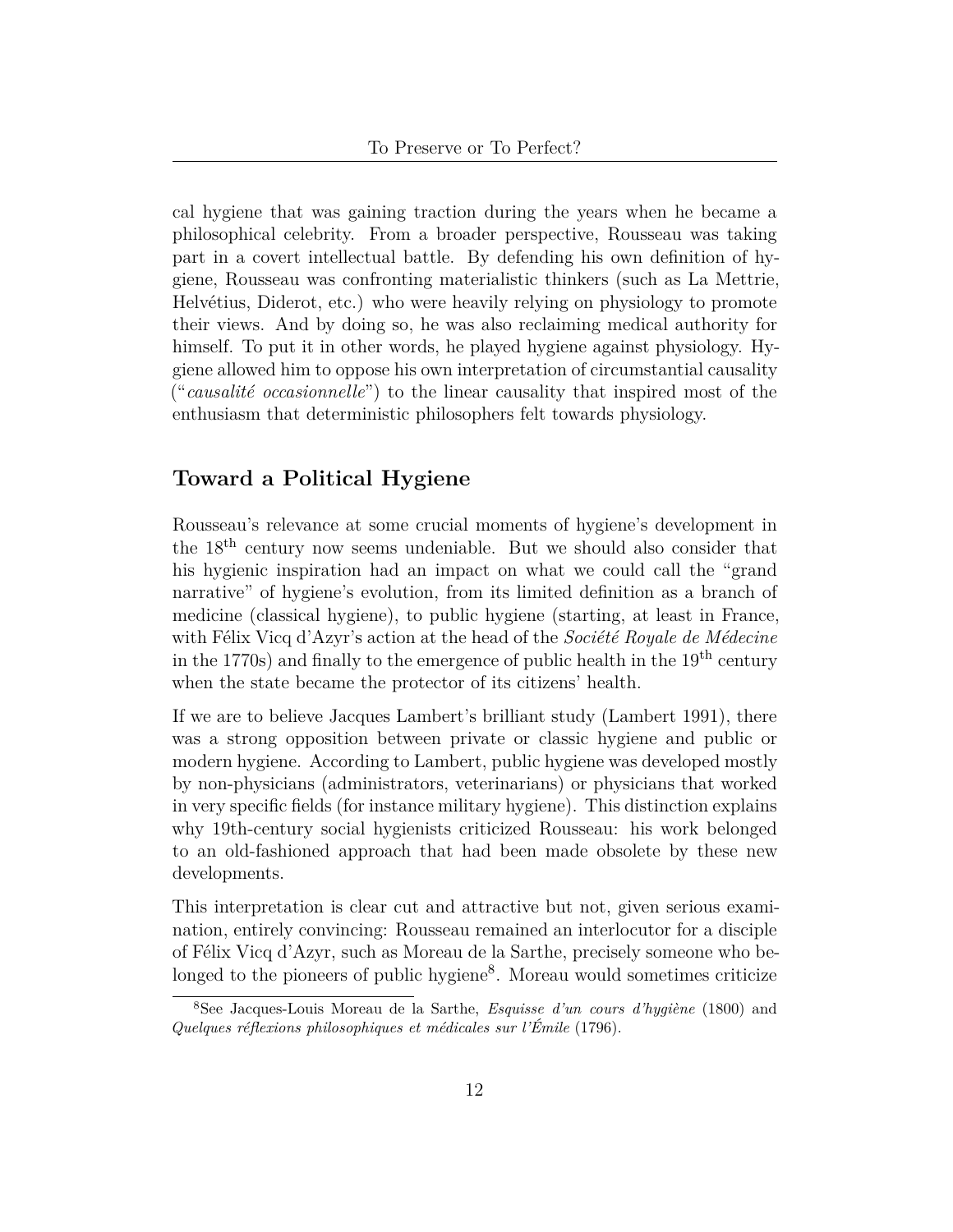cal hygiene that was gaining traction during the years when he became a philosophical celebrity. From a broader perspective, Rousseau was taking part in a covert intellectual battle. By defending his own definition of hygiene, Rousseau was confronting materialistic thinkers (such as La Mettrie, Helvétius, Diderot, etc.) who were heavily relying on physiology to promote their views. And by doing so, he was also reclaiming medical authority for himself. To put it in other words, he played hygiene against physiology. Hygiene allowed him to oppose his own interpretation of circumstantial causality ("*causalité occasionnelle*") to the linear causality that inspired most of the enthusiasm that deterministic philosophers felt towards physiology.

## Toward a Political Hygiene

Rousseau's relevance at some crucial moments of hygiene's development in the 18th century now seems undeniable. But we should also consider that his hygienic inspiration had an impact on what we could call the "grand narrative" of hygiene's evolution, from its limited definition as a branch of medicine (classical hygiene), to public hygiene (starting, at least in France, with Félix Vicq d'Azyr's action at the head of the *Société Royale de Médecine* in the 1770s) and finally to the emergence of public health in the 19th century when the state became the protector of its citizens' health.

If we are to believe Jacques Lambert's brilliant study (Lambert 1991), there was a strong opposition between private or classic hygiene and public or modern hygiene. According to Lambert, public hygiene was developed mostly by non-physicians (administrators, veterinarians) or physicians that worked in very specific fields (for instance military hygiene). This distinction explains why 19th-century social hygienists criticized Rousseau: his work belonged to an old-fashioned approach that had been made obsolete by these new developments.

This interpretation is clear cut and attractive but not, given serious examination, entirely convincing: Rousseau remained an interlocutor for a disciple of Félix Vicq d'Azyr, such as Moreau de la Sarthe, precisely someone who belonged to the pioneers of public hygiene[8]. Moreau would sometimes criticize

[8] See Jacques-Louis Moreau de la Sarthe, *Esquisse d'un cours d'hygiène* (1800) and *Quelques réflexions philosophiques et médicales sur l'Émile* (1796).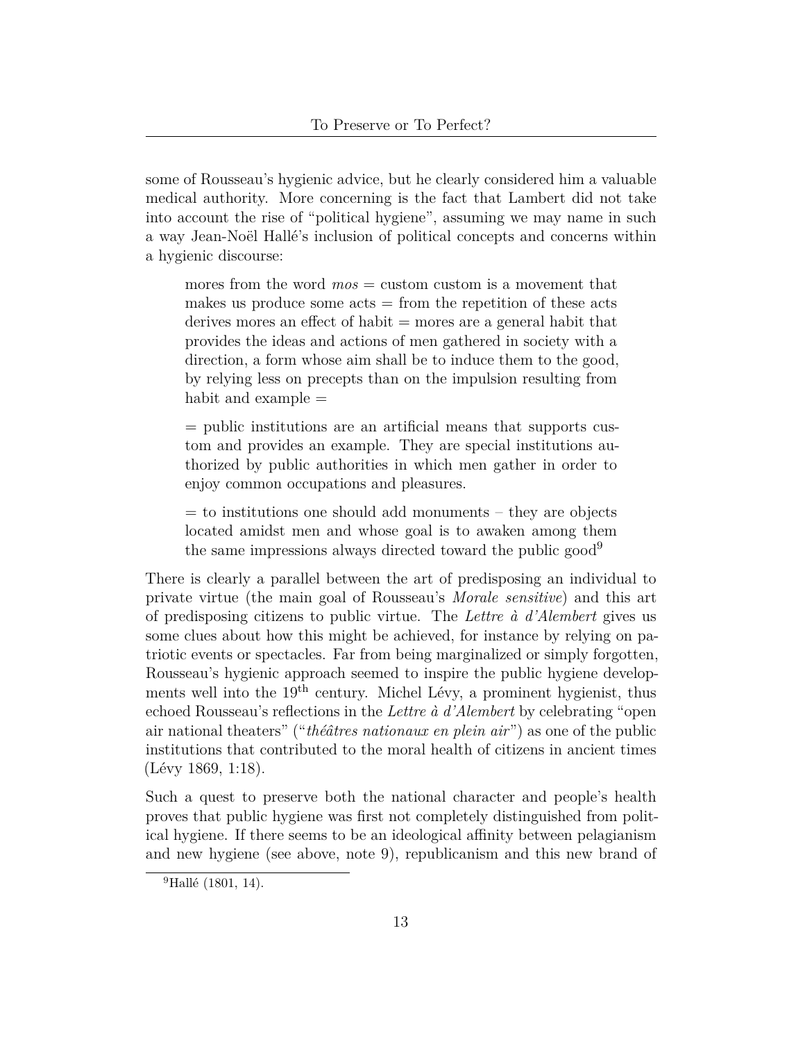some of Rousseau's hygienic advice, but he clearly considered him a valuable medical authority. More concerning is the fact that Lambert did not take into account the rise of "political hygiene", assuming we may name in such a way Jean-Noël Hallé's inclusion of political concepts and concerns within a hygienic discourse:

> mores from the word *mos* = custom custom is a movement that makes us produce some acts = from the repetition of these acts derives mores an effect of habit = mores are a general habit that provides the ideas and actions of men gathered in society with a direction, a form whose aim shall be to induce them to the good, by relying less on precepts than on the impulsion resulting from habit and example =
>
> = public institutions are an artificial means that supports custom and provides an example. They are special institutions authorized by public authorities in which men gather in order to enjoy common occupations and pleasures.
>
> = to institutions one should add monuments – they are objects located amidst men and whose goal is to awaken among them the same impressions always directed toward the public good[9]

There is clearly a parallel between the art of predisposing an individual to private virtue (the main goal of Rousseau's *Morale sensitive*) and this art of predisposing citizens to public virtue. The *Lettre à d'Alembert* gives us some clues about how this might be achieved, for instance by relying on patriotic events or spectacles. Far from being marginalized or simply forgotten, Rousseau's hygienic approach seemed to inspire the public hygiene developments well into the 19th century. Michel Lévy, a prominent hygienist, thus echoed Rousseau's reflections in the *Lettre à d'Alembert* by celebrating "open air national theaters" ("*théâtres nationaux en plein air*") as one of the public institutions that contributed to the moral health of citizens in ancient times (Lévy 1869, 1:18).

Such a quest to preserve both the national character and people's health proves that public hygiene was first not completely distinguished from political hygiene. If there seems to be an ideological affinity between pelagianism and new hygiene (see above, note 9), republicanism and this new brand of

[9] Hallé (1801, 14).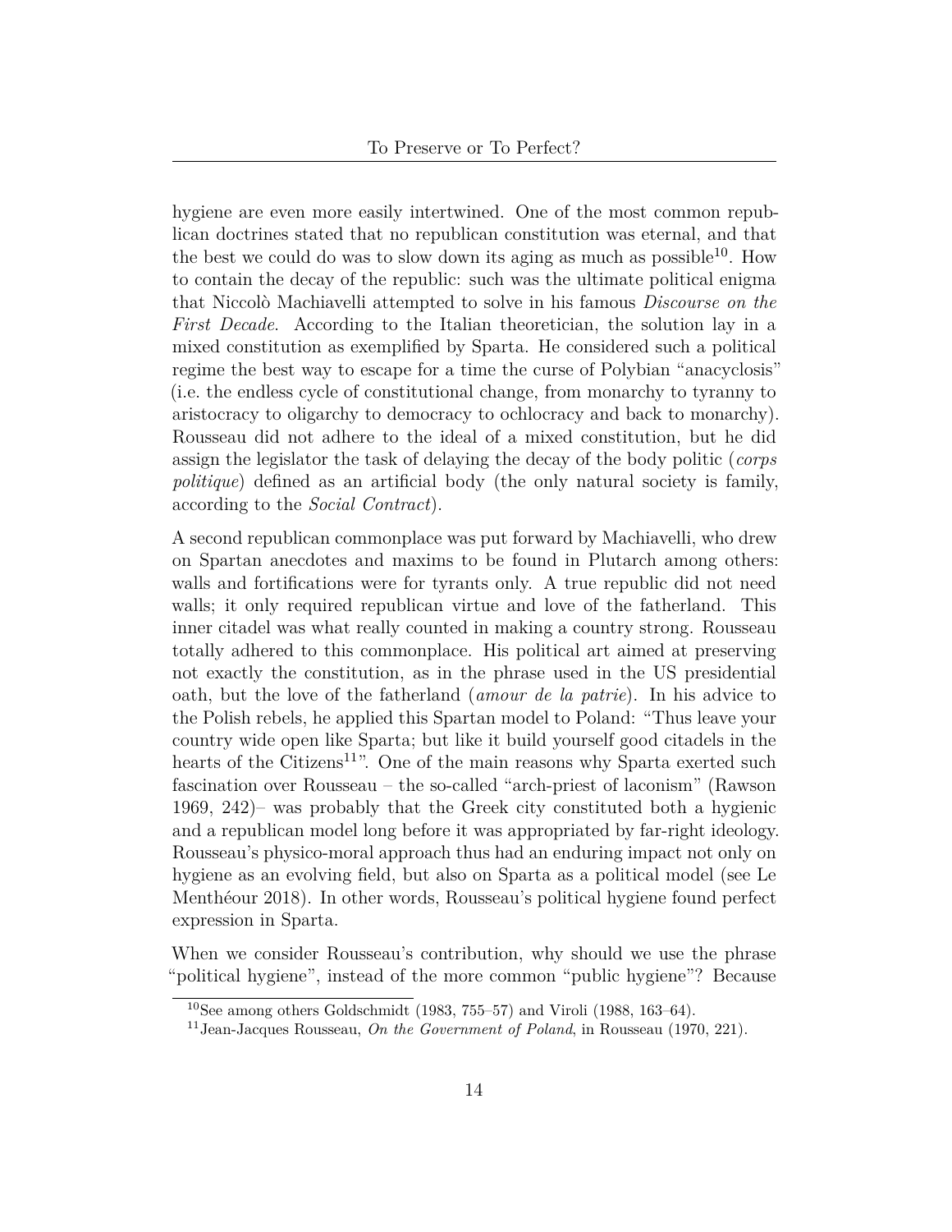hygiene are even more easily intertwined. One of the most common republican doctrines stated that no republican constitution was eternal, and that the best we could do was to slow down its aging as much as possible[10]. How to contain the decay of the republic: such was the ultimate political enigma that Niccolò Machiavelli attempted to solve in his famous *Discourse on the First Decade*. According to the Italian theoretician, the solution lay in a mixed constitution as exemplified by Sparta. He considered such a political regime the best way to escape for a time the curse of Polybian "anacyclosis" (i.e. the endless cycle of constitutional change, from monarchy to tyranny to aristocracy to oligarchy to democracy to ochlocracy and back to monarchy). Rousseau did not adhere to the ideal of a mixed constitution, but he did assign the legislator the task of delaying the decay of the body politic (*corps politique*) defined as an artificial body (the only natural society is family, according to the *Social Contract*).

A second republican commonplace was put forward by Machiavelli, who drew on Spartan anecdotes and maxims to be found in Plutarch among others: walls and fortifications were for tyrants only. A true republic did not need walls; it only required republican virtue and love of the fatherland. This inner citadel was what really counted in making a country strong. Rousseau totally adhered to this commonplace. His political art aimed at preserving not exactly the constitution, as in the phrase used in the US presidential oath, but the love of the fatherland (*amour de la patrie*). In his advice to the Polish rebels, he applied this Spartan model to Poland: "Thus leave your country wide open like Sparta; but like it build yourself good citadels in the hearts of the Citizens[11]". One of the main reasons why Sparta exerted such fascination over Rousseau – the so-called "arch-priest of laconism" (Rawson 1969, 242)– was probably that the Greek city constituted both a hygienic and a republican model long before it was appropriated by far-right ideology. Rousseau's physico-moral approach thus had an enduring impact not only on hygiene as an evolving field, but also on Sparta as a political model (see Le Menthéour 2018). In other words, Rousseau's political hygiene found perfect expression in Sparta.

When we consider Rousseau's contribution, why should we use the phrase "political hygiene", instead of the more common "public hygiene"? Because

[10] See among others Goldschmidt (1983, 755–57) and Viroli (1988, 163–64).

[11] Jean-Jacques Rousseau, *On the Government of Poland*, in Rousseau (1970, 221).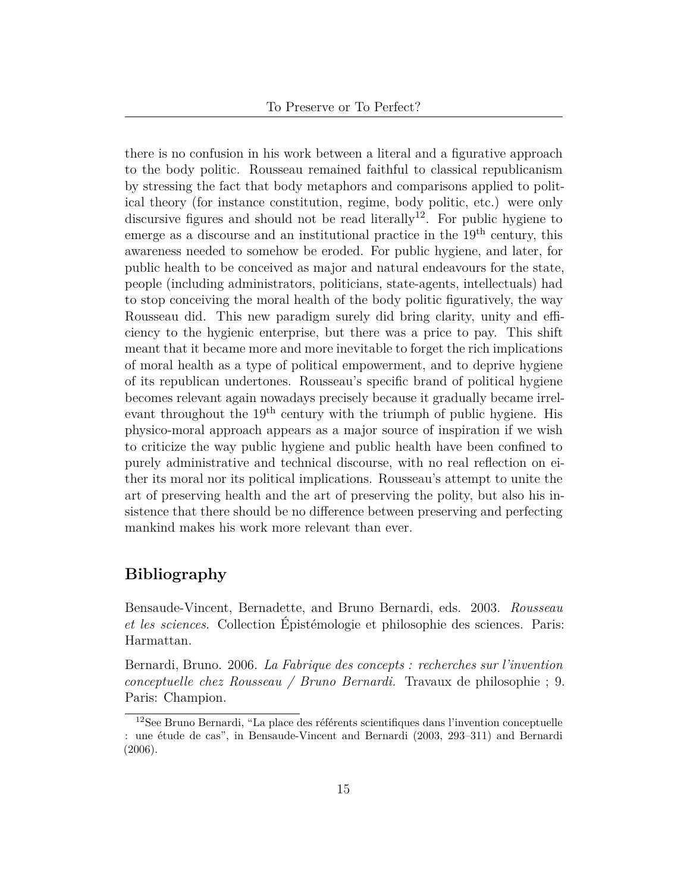there is no confusion in his work between a literal and a figurative approach to the body politic. Rousseau remained faithful to classical republicanism by stressing the fact that body metaphors and comparisons applied to political theory (for instance constitution, regime, body politic, etc.) were only discursive figures and should not be read literally[12]. For public hygiene to emerge as a discourse and an institutional practice in the 19th century, this awareness needed to somehow be eroded. For public hygiene, and later, for public health to be conceived as major and natural endeavours for the state, people (including administrators, politicians, state-agents, intellectuals) had to stop conceiving the moral health of the body politic figuratively, the way Rousseau did. This new paradigm surely did bring clarity, unity and efficiency to the hygienic enterprise, but there was a price to pay. This shift meant that it became more and more inevitable to forget the rich implications of moral health as a type of political empowerment, and to deprive hygiene of its republican undertones. Rousseau's specific brand of political hygiene becomes relevant again nowadays precisely because it gradually became irrelevant throughout the 19th century with the triumph of public hygiene. His physico-moral approach appears as a major source of inspiration if we wish to criticize the way public hygiene and public health have been confined to purely administrative and technical discourse, with no real reflection on either its moral nor its political implications. Rousseau's attempt to unite the art of preserving health and the art of preserving the polity, but also his insistence that there should be no difference between preserving and perfecting mankind makes his work more relevant than ever.

## Bibliography

Bensaude-Vincent, Bernadette, and Bruno Bernardi, eds. 2003. *Rousseau et les sciences*. Collection Épistémologie et philosophie des sciences. Paris: Harmattan.

Bernardi, Bruno. 2006. *La Fabrique des concepts : recherches sur l'invention conceptuelle chez Rousseau / Bruno Bernardi.* Travaux de philosophie ; 9. Paris: Champion.

[12] See Bruno Bernardi, "La place des référents scientifiques dans l'invention conceptuelle : une étude de cas", in Bensaude-Vincent and Bernardi (2003, 293–311) and Bernardi (2006).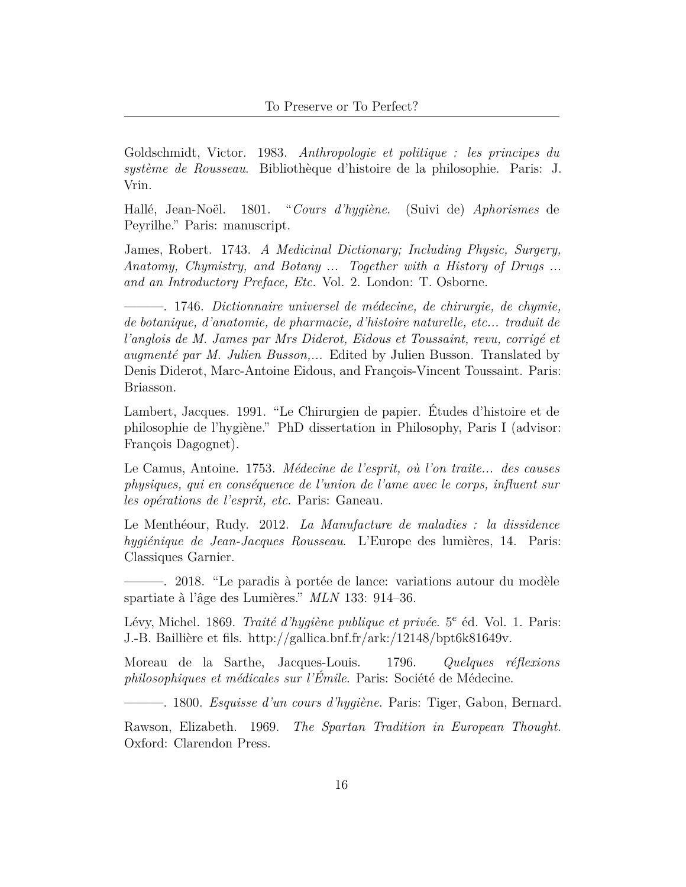Goldschmidt, Victor. 1983. *Anthropologie et politique : les principes du système de Rousseau*. Bibliothèque d'histoire de la philosophie. Paris: J. Vrin.

Hallé, Jean-Noël. 1801. "*Cours d'hygiène*. (Suivi de) *Aphorismes* de Peyrilhe." Paris: manuscript.

James, Robert. 1743. *A Medicinal Dictionary; Including Physic, Surgery, Anatomy, Chymistry, and Botany ... Together with a History of Drugs ... and an Introductory Preface, Etc.* Vol. 2. London: T. Osborne.

———. 1746. *Dictionnaire universel de médecine, de chirurgie, de chymie, de botanique, d'anatomie, de pharmacie, d'histoire naturelle, etc... traduit de l'anglois de M. James par Mrs Diderot, Eidous et Toussaint, revu, corrigé et augmenté par M. Julien Busson,...* Edited by Julien Busson. Translated by Denis Diderot, Marc-Antoine Eidous, and François-Vincent Toussaint. Paris: Briasson.

Lambert, Jacques. 1991. "Le Chirurgien de papier. Études d'histoire et de philosophie de l'hygiène." PhD dissertation in Philosophy, Paris I (advisor: François Dagognet).

Le Camus, Antoine. 1753. *Médecine de l'esprit, où l'on traite... des causes physiques, qui en conséquence de l'union de l'ame avec le corps, influent sur les opérations de l'esprit, etc.* Paris: Ganeau.

Le Menthéour, Rudy. 2012. *La Manufacture de maladies : la dissidence hygiénique de Jean-Jacques Rousseau*. L'Europe des lumières, 14. Paris: Classiques Garnier.

———. 2018. "Le paradis à portée de lance: variations autour du modèle spartiate à l'âge des Lumières." *MLN* 133: 914–36.

Lévy, Michel. 1869. *Traité d'hygiène publique et privée*. 5ᵉ éd. Vol. 1. Paris: J.-B. Baillière et fils. http://gallica.bnf.fr/ark:/12148/bpt6k81649v.

Moreau de la Sarthe, Jacques-Louis. 1796. *Quelques réflexions philosophiques et médicales sur l'Émile*. Paris: Société de Médecine.

———. 1800. *Esquisse d'un cours d'hygiène*. Paris: Tiger, Gabon, Bernard.

Rawson, Elizabeth. 1969. *The Spartan Tradition in European Thought*. Oxford: Clarendon Press.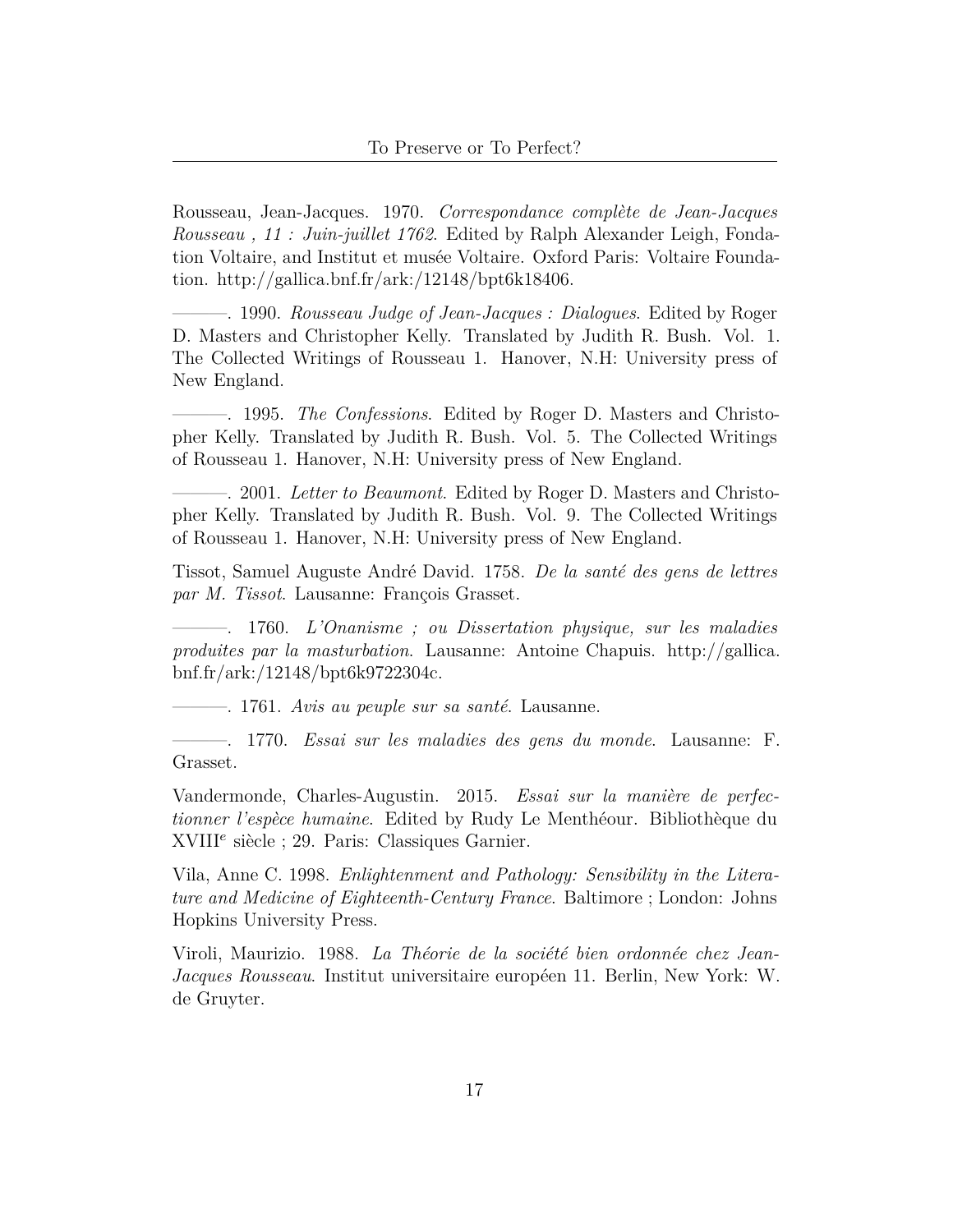Rousseau, Jean-Jacques. 1970. *Correspondance complète de Jean-Jacques Rousseau , 11 : Juin-juillet 1762*. Edited by Ralph Alexander Leigh, Fondation Voltaire, and Institut et musée Voltaire. Oxford Paris: Voltaire Foundation. http://gallica.bnf.fr/ark:/12148/bpt6k18406.

———. 1990. *Rousseau Judge of Jean-Jacques : Dialogues*. Edited by Roger D. Masters and Christopher Kelly. Translated by Judith R. Bush. Vol. 1. The Collected Writings of Rousseau 1. Hanover, N.H: University press of New England.

———. 1995. *The Confessions*. Edited by Roger D. Masters and Christopher Kelly. Translated by Judith R. Bush. Vol. 5. The Collected Writings of Rousseau 1. Hanover, N.H: University press of New England.

———. 2001. *Letter to Beaumont*. Edited by Roger D. Masters and Christopher Kelly. Translated by Judith R. Bush. Vol. 9. The Collected Writings of Rousseau 1. Hanover, N.H: University press of New England.

Tissot, Samuel Auguste André David. 1758. *De la santé des gens de lettres par M. Tissot*. Lausanne: François Grasset.

———. 1760. *L'Onanisme ; ou Dissertation physique, sur les maladies produites par la masturbation*. Lausanne: Antoine Chapuis. http://gallica.bnf.fr/ark:/12148/bpt6k9722304c.

———. 1761. *Avis au peuple sur sa santé*. Lausanne.

———. 1770. *Essai sur les maladies des gens du monde*. Lausanne: F. Grasset.

Vandermonde, Charles-Augustin. 2015. *Essai sur la manière de perfectionner l'espèce humaine*. Edited by Rudy Le Menthéour. Bibliothèque du XVIII*e* siècle ; 29. Paris: Classiques Garnier.

Vila, Anne C. 1998. *Enlightenment and Pathology: Sensibility in the Literature and Medicine of Eighteenth-Century France*. Baltimore ; London: Johns Hopkins University Press.

Viroli, Maurizio. 1988. *La Théorie de la société bien ordonnée chez Jean-Jacques Rousseau*. Institut universitaire européen 11. Berlin, New York: W. de Gruyter.